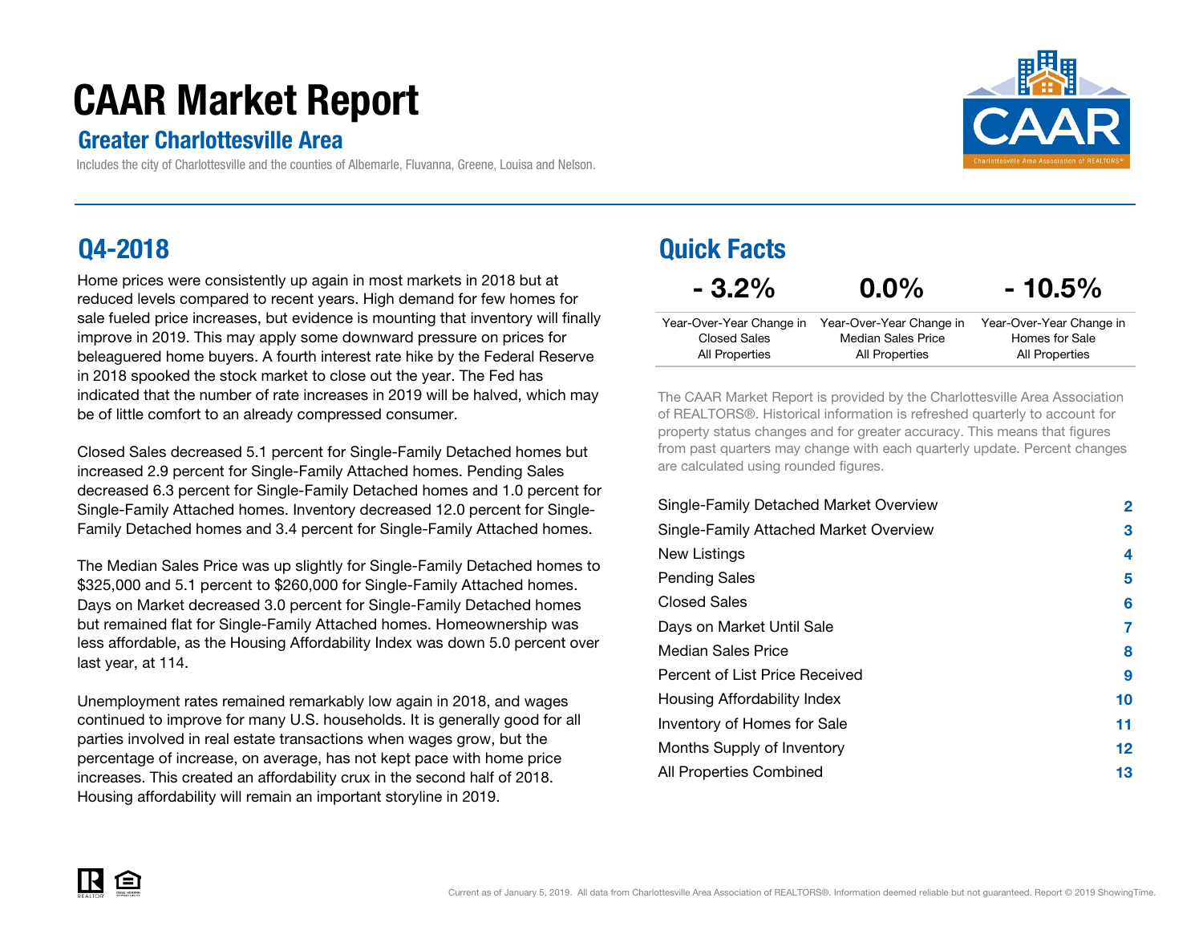# CAAR Market Report

## Greater Charlottesville Area

Includes the city of Charlottesville and the counties of Albemarle, Fluvanna, Greene, Louisa and Nelson.

## Q4-2018

Home prices were consistently up again in most markets in 2018 but at reduced levels compared to recent years. High demand for few homes for sale fueled price increases, but evidence is mounting that inventory will finally improve in 2019. This may apply some downward pressure on prices for beleaguered home buyers. A fourth interest rate hike by the Federal Reserve in 2018 spooked the stock market to close out the year. The Fed has indicated that the number of rate increases in 2019 will be halved, which may be of little comfort to an already compressed consumer.

Closed Sales decreased 5.1 percent for Single-Family Detached homes but increased 2.9 percent for Single-Family Attached homes. Pending Sales decreased 6.3 percent for Single-Family Detached homes and 1.0 percent for Single-Family Attached homes. Inventory decreased 12.0 percent for Single-Family Detached homes and 3.4 percent for Single-Family Attached homes.

The Median Sales Price was up slightly for Single-Family Detached homes to $325,000 and 5.1 percent to $260,000 for Single-Family Attached homes. Days on Market decreased 3.0 percent for Single-Family Detached homes but remained flat for Single-Family Attached homes. Homeownership was less affordable, as the Housing Affordability Index was down 5.0 percent over last year, at 114.

Unemployment rates remained remarkably low again in 2018, and wages continued to improve for many U.S. households. It is generally good for all parties involved in real estate transactions when wages grow, but the percentage of increase, on average, has not kept pace with home price increases. This created an affordability crux in the second half of 2018. Housing affordability will remain an important storyline in 2019.

## Quick Facts

| - 3.2% | 0.0% | - 10.5% |
|---|---|---|
| Year-Over-Year Change in Closed Sales All Properties | Year-Over-Year Change in Median Sales Price All Properties | Year-Over-Year Change in Homes for Sale All Properties |

The CAAR Market Report is provided by the Charlottesville Area Association of REALTORS®. Historical information is refreshed quarterly to account for property status changes and for greater accuracy. This means that figures from past quarters may change with each quarterly update. Percent changes are calculated using rounded figures.

| | |
|---|---|
| Single-Family Detached Market Overview | 2 |
| Single-Family Attached Market Overview | 3 |
| New Listings | 4 |
| Pending Sales | 5 |
| Closed Sales | 6 |
| Days on Market Until Sale | 7 |
| Median Sales Price | 8 |
| Percent of List Price Received | 9 |
| Housing Affordability Index | 10 |
| Inventory of Homes for Sale | 11 |
| Months Supply of Inventory | 12 |
| All Properties Combined | 13 |

Current as of January 5, 2019. All data from Charlottesville Area Association of REALTORS®. Information deemed reliable but not guaranteed. Report © 2019 ShowingTime.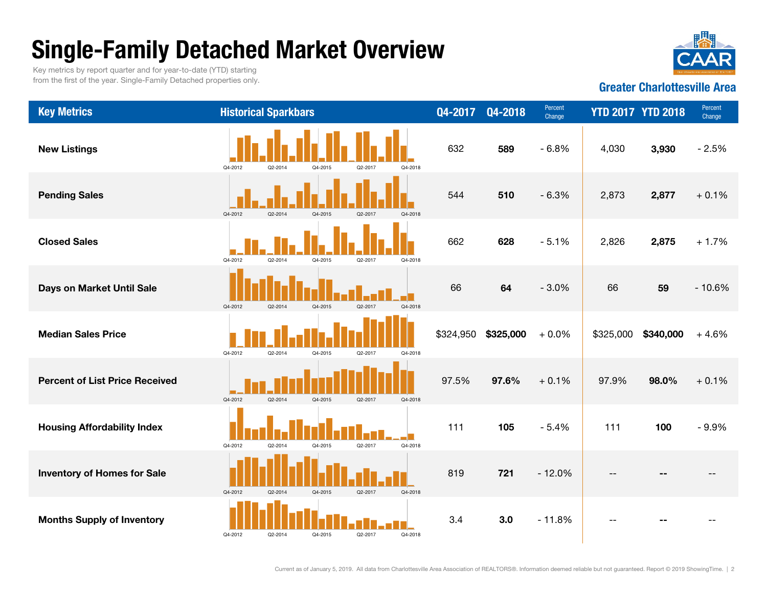# Single-Family Detached Market Overview

Key metrics by report quarter and for year-to-date (YTD) starting from the first of the year. Single-Family Detached properties only.

**Greater Charlottesville Area**

| Key Metrics | Historical Sparkbars | Q4-2017 | Q4-2018 | Percent Change | YTD 2017 | YTD 2018 | Percent Change |
|---|---|---|---|---|---|---|---|
| New Listings | Q4-2012 Q2-2014 Q4-2015 Q2-2017 Q4-2018 | 632 | **589** | - 6.8% | 4,030 | **3,930** | - 2.5% |
| Pending Sales | Q4-2012 Q2-2014 Q4-2015 Q2-2017 Q4-2018 | 544 | **510** | - 6.3% | 2,873 | **2,877** | + 0.1% |
| Closed Sales | Q4-2012 Q2-2014 Q4-2015 Q2-2017 Q4-2018 | 662 | **628** | - 5.1% | 2,826 | **2,875** | + 1.7% |
| Days on Market Until Sale | Q4-2012 Q2-2014 Q4-2015 Q2-2017 Q4-2018 | 66 | **64** | - 3.0% | 66 | **59** | - 10.6% |
| Median Sales Price | Q4-2012 Q2-2014 Q4-2015 Q2-2017 Q4-2018 | $324,950 | **$325,000** | + 0.0% | $325,000 | **$340,000** | + 4.6% |
| Percent of List Price Received | Q4-2012 Q2-2014 Q4-2015 Q2-2017 Q4-2018 | 97.5% | **97.6%** | + 0.1% | 97.9% | **98.0%** | + 0.1% |
| Housing Affordability Index | Q4-2012 Q2-2014 Q4-2015 Q2-2017 Q4-2018 | 111 | **105** | - 5.4% | 111 | **100** | - 9.9% |
| Inventory of Homes for Sale | Q4-2012 Q2-2014 Q4-2015 Q2-2017 Q4-2018 | 819 | **721** | - 12.0% | -- | **--** | -- |
| Months Supply of Inventory | Q4-2012 Q2-2014 Q4-2015 Q2-2017 Q4-2018 | 3.4 | **3.0** | - 11.8% | -- | **--** | -- |

Current as of January 5, 2019. All data from Charlottesville Area Association of REALTORS®. Information deemed reliable but not guaranteed. Report © 2019 ShowingTime.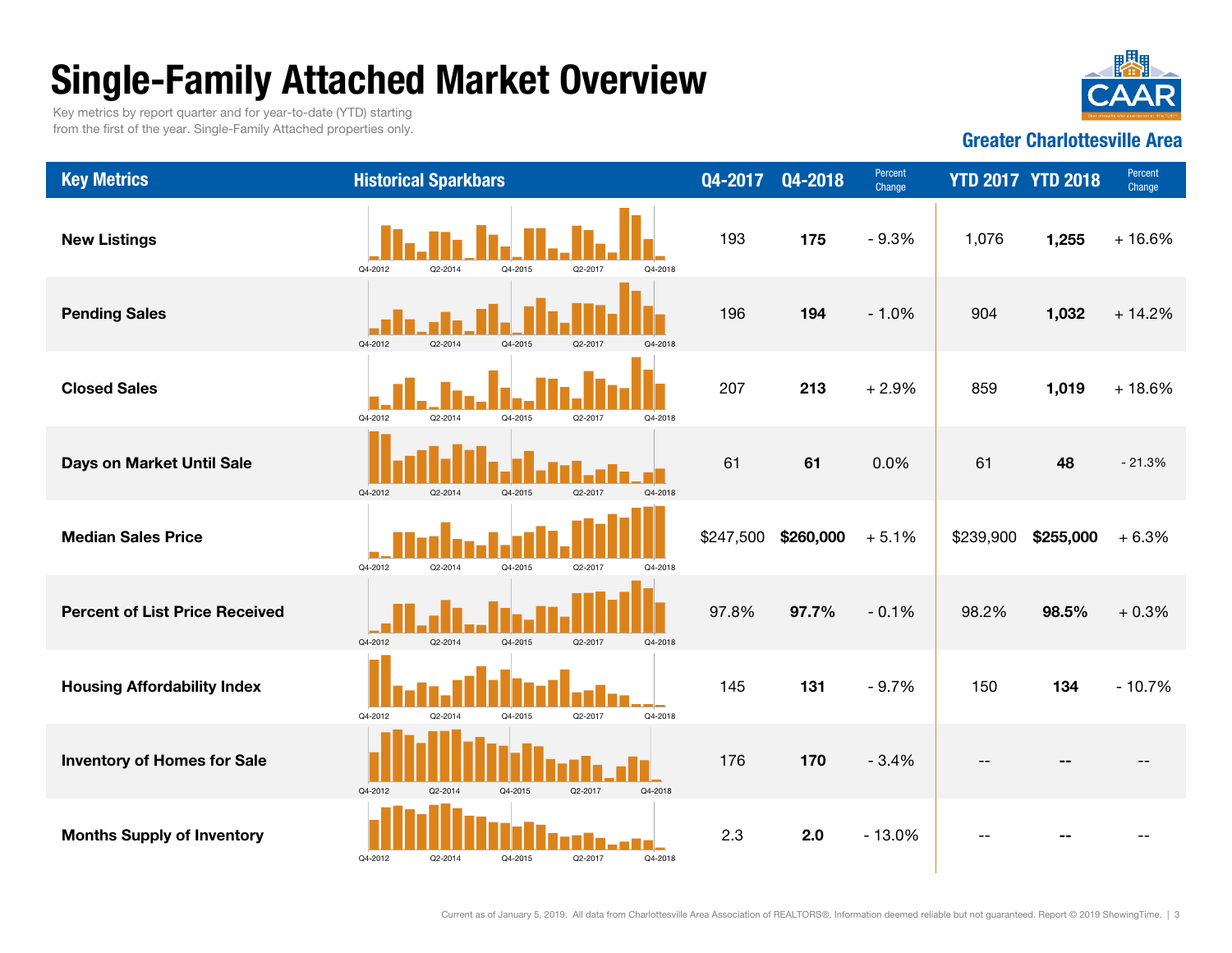# Single-Family Attached Market Overview

Key metrics by report quarter and for year-to-date (YTD) starting from the first of the year. Single-Family Attached properties only.

**Greater Charlottesville Area**

| Key Metrics | Historical Sparkbars | Q4-2017 | Q4-2018 | Percent Change | YTD 2017 | YTD 2018 | Percent Change |
|---|---|---|---|---|---|---|---|
| **New Listings** | Q4-2012 Q2-2014 Q4-2015 Q2-2017 Q4-2018 | 193 | **175** | - 9.3% | 1,076 | **1,255** | + 16.6% |
| **Pending Sales** | Q4-2012 Q2-2014 Q4-2015 Q2-2017 Q4-2018 | 196 | **194** | - 1.0% | 904 | **1,032** | + 14.2% |
| **Closed Sales** | Q4-2012 Q2-2014 Q4-2015 Q2-2017 Q4-2018 | 207 | **213** | + 2.9% | 859 | **1,019** | + 18.6% |
| **Days on Market Until Sale** | Q4-2012 Q2-2014 Q4-2015 Q2-2017 Q4-2018 | 61 | **61** | 0.0% | 61 | **48** | - 21.3% |
| **Median Sales Price** | Q4-2012 Q2-2014 Q4-2015 Q2-2017 Q4-2018 | $247,500 | **$260,000** | + 5.1% | $239,900 | **$255,000** | + 6.3% |
| **Percent of List Price Received** | Q4-2012 Q2-2014 Q4-2015 Q2-2017 Q4-2018 | 97.8% | **97.7%** | - 0.1% | 98.2% | **98.5%** | + 0.3% |
| **Housing Affordability Index** | Q4-2012 Q2-2014 Q4-2015 Q2-2017 Q4-2018 | 145 | **131** | - 9.7% | 150 | **134** | - 10.7% |
| **Inventory of Homes for Sale** | Q4-2012 Q2-2014 Q4-2015 Q2-2017 Q4-2018 | 176 | **170** | - 3.4% | -- | **--** | -- |
| **Months Supply of Inventory** | Q4-2012 Q2-2014 Q4-2015 Q2-2017 Q4-2018 | 2.3 | **2.0** | - 13.0% | -- | **--** | -- |

Current as of January 5, 2019. All data from Charlottesville Area Association of REALTORS®. Information deemed reliable but not guaranteed. Report © 2019 ShowingTime.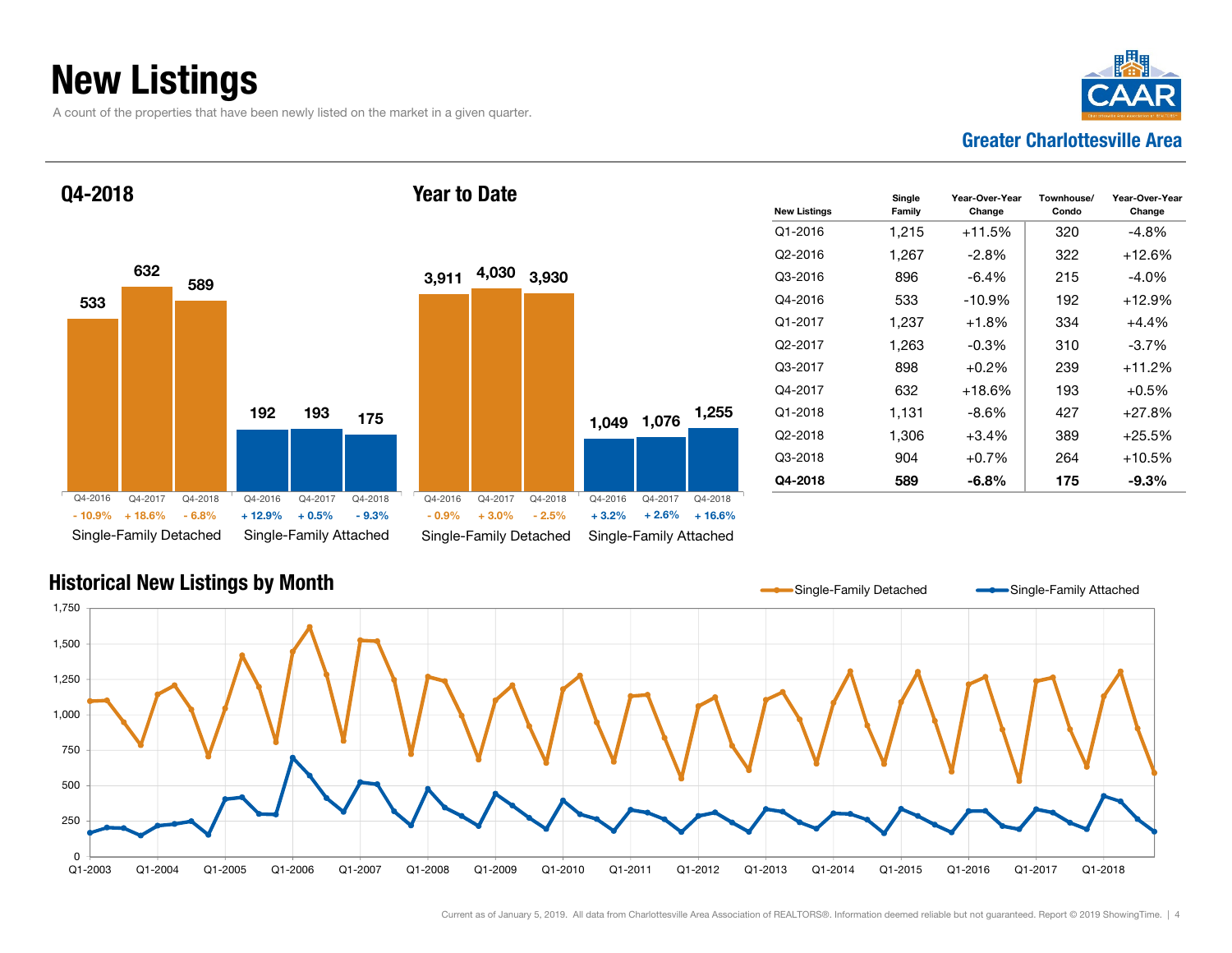# New Listings

A count of the properties that have been newly listed on the market in a given quarter.

**Greater Charlottesville Area**

## Q4-2018

| | Q4-2016 | Q4-2017 | Q4-2018 |
|---|---|---|---|
| Single-Family Detached | 533 | 632 | 589 |
| Change | - 10.9% | + 18.6% | - 6.8% |
| Single-Family Attached | 192 | 193 | 175 |
| Change | + 12.9% | + 0.5% | - 9.3% |

## Year to Date

| | Q4-2016 | Q4-2017 | Q4-2018 |
|---|---|---|---|
| Single-Family Detached | 3,911 | 4,030 | 3,930 |
| Change | - 0.9% | + 3.0% | - 2.5% |
| Single-Family Attached | 1,049 | 1,076 | 1,255 |
| Change | + 3.2% | + 2.6% | + 16.6% |

| New Listings | Single Family | Year-Over-Year Change | Townhouse/ Condo | Year-Over-Year Change |
|---|---|---|---|---|
| Q1-2016 | 1,215 | +11.5% | 320 | -4.8% |
| Q2-2016 | 1,267 | -2.8% | 322 | +12.6% |
| Q3-2016 | 896 | -6.4% | 215 | -4.0% |
| Q4-2016 | 533 | -10.9% | 192 | +12.9% |
| Q1-2017 | 1,237 | +1.8% | 334 | +4.4% |
| Q2-2017 | 1,263 | -0.3% | 310 | -3.7% |
| Q3-2017 | 898 | +0.2% | 239 | +11.2% |
| Q4-2017 | 632 | +18.6% | 193 | +0.5% |
| Q1-2018 | 1,131 | -8.6% | 427 | +27.8% |
| Q2-2018 | 1,306 | +3.4% | 389 | +25.5% |
| Q3-2018 | 904 | +0.7% | 264 | +10.5% |
| **Q4-2018** | **589** | **-6.8%** | **175** | **-9.3%** |

## Historical New Listings by Month

Single-Family Detached — Single-Family Attached

Current as of January 5, 2019. All data from Charlottesville Area Association of REALTORS®. Information deemed reliable but not guaranteed. Report © 2019 ShowingTime.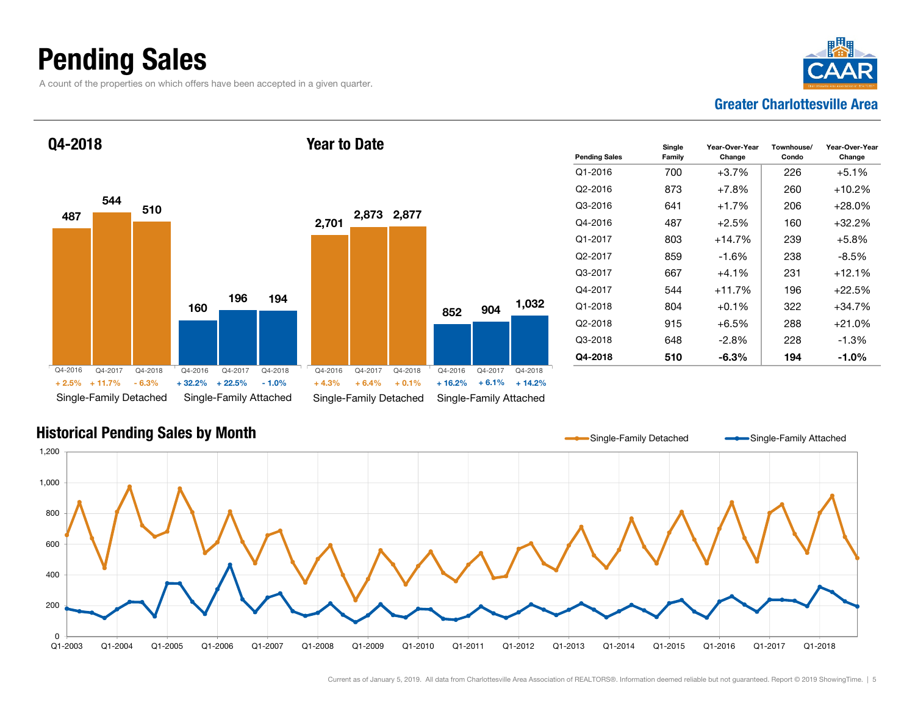# Pending Sales

A count of the properties on which offers have been accepted in a given quarter.

Greater Charlottesville Area

## Q4-2018

| | Q4-2016 | Q4-2017 | Q4-2018 |
|---|---|---|---|
| Single-Family Detached | 487 | 544 | 510 |
| Change | + 2.5% | + 11.7% | - 6.3% |
| Single-Family Attached | 160 | 196 | 194 |
| Change | + 32.2% | + 22.5% | - 1.0% |

## Year to Date

| | Q4-2016 | Q4-2017 | Q4-2018 |
|---|---|---|---|
| Single-Family Detached | 2,701 | 2,873 | 2,877 |
| Change | + 4.3% | + 6.4% | + 0.1% |
| Single-Family Attached | 852 | 904 | 1,032 |
| Change | + 16.2% | + 6.1% | + 14.2% |

| Pending Sales | Single Family | Year-Over-Year Change | Townhouse/ Condo | Year-Over-Year Change |
|---|---|---|---|---|
| Q1-2016 | 700 | +3.7% | 226 | +5.1% |
| Q2-2016 | 873 | +7.8% | 260 | +10.2% |
| Q3-2016 | 641 | +1.7% | 206 | +28.0% |
| Q4-2016 | 487 | +2.5% | 160 | +32.2% |
| Q1-2017 | 803 | +14.7% | 239 | +5.8% |
| Q2-2017 | 859 | -1.6% | 238 | -8.5% |
| Q3-2017 | 667 | +4.1% | 231 | +12.1% |
| Q4-2017 | 544 | +11.7% | 196 | +22.5% |
| Q1-2018 | 804 | +0.1% | 322 | +34.7% |
| Q2-2018 | 915 | +6.5% | 288 | +21.0% |
| Q3-2018 | 648 | -2.8% | 228 | -1.3% |
| **Q4-2018** | **510** | **-6.3%** | **194** | **-1.0%** |

## Historical Pending Sales by Month

Single-Family Detached — Single-Family Attached

Current as of January 5, 2019. All data from Charlottesville Area Association of REALTORS®. Information deemed reliable but not guaranteed. Report © 2019 ShowingTime.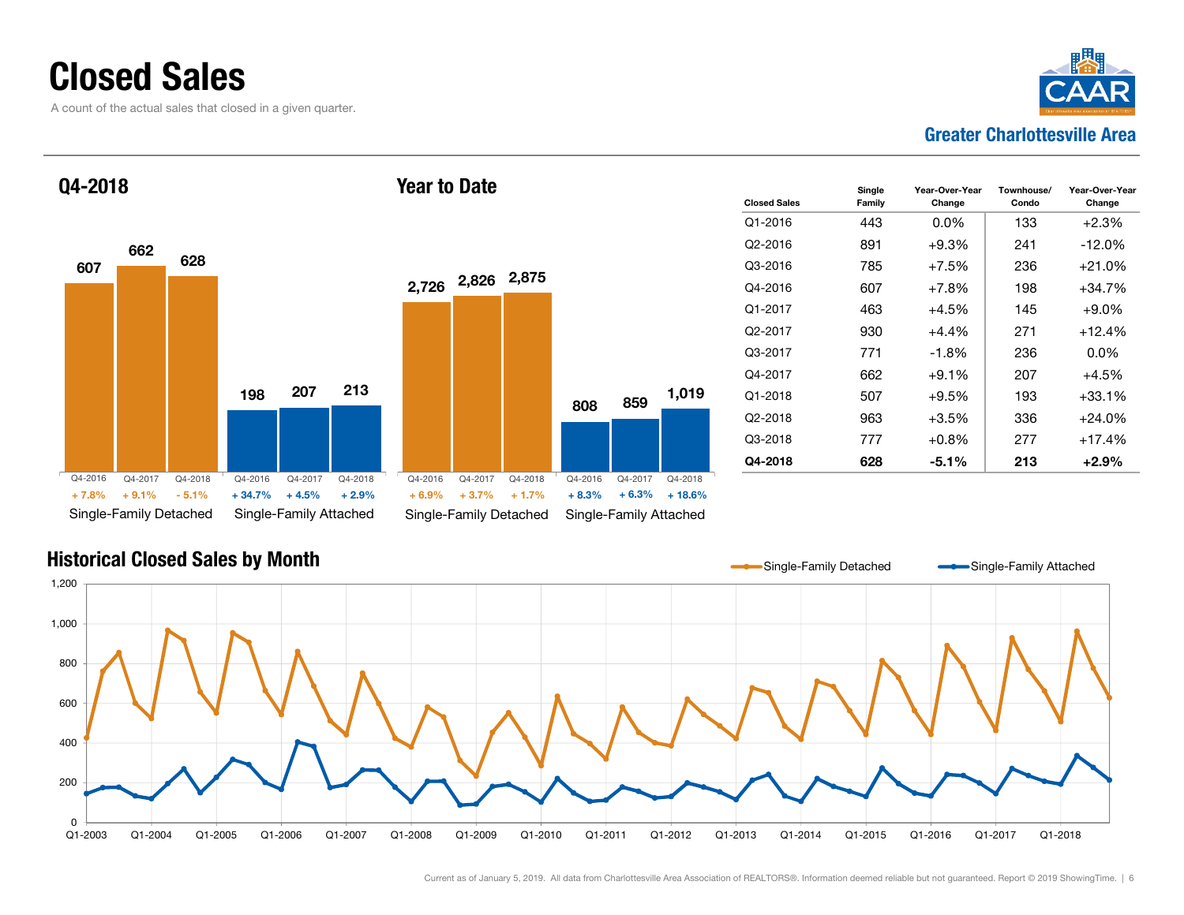# Closed Sales

A count of the actual sales that closed in a given quarter.

Greater Charlottesville Area

## Q4-2018

| | Q4-2016 | Q4-2017 | Q4-2018 |
|---|---|---|---|
| Single-Family Detached | 607 | 662 | 628 |
| Change | + 7.8% | + 9.1% | - 5.1% |
| Single-Family Attached | 198 | 207 | 213 |
| Change | + 34.7% | + 4.5% | + 2.9% |

## Year to Date

| | Q4-2016 | Q4-2017 | Q4-2018 |
|---|---|---|---|
| Single-Family Detached | 2,726 | 2,826 | 2,875 |
| Change | + 6.9% | + 3.7% | + 1.7% |
| Single-Family Attached | 808 | 859 | 1,019 |
| Change | + 8.3% | + 6.3% | + 18.6% |

| Closed Sales | Single Family | Year-Over-Year Change | Townhouse/ Condo | Year-Over-Year Change |
|---|---|---|---|---|
| Q1-2016 | 443 | 0.0% | 133 | +2.3% |
| Q2-2016 | 891 | +9.3% | 241 | -12.0% |
| Q3-2016 | 785 | +7.5% | 236 | +21.0% |
| Q4-2016 | 607 | +7.8% | 198 | +34.7% |
| Q1-2017 | 463 | +4.5% | 145 | +9.0% |
| Q2-2017 | 930 | +4.4% | 271 | +12.4% |
| Q3-2017 | 771 | -1.8% | 236 | 0.0% |
| Q4-2017 | 662 | +9.1% | 207 | +4.5% |
| Q1-2018 | 507 | +9.5% | 193 | +33.1% |
| Q2-2018 | 963 | +3.5% | 336 | +24.0% |
| Q3-2018 | 777 | +0.8% | 277 | +17.4% |
| **Q4-2018** | **628** | **-5.1%** | **213** | **+2.9%** |

## Historical Closed Sales by Month

Single-Family Detached / Single-Family Attached

Current as of January 5, 2019. All data from Charlottesville Area Association of REALTORS®. Information deemed reliable but not guaranteed. Report © 2019 ShowingTime.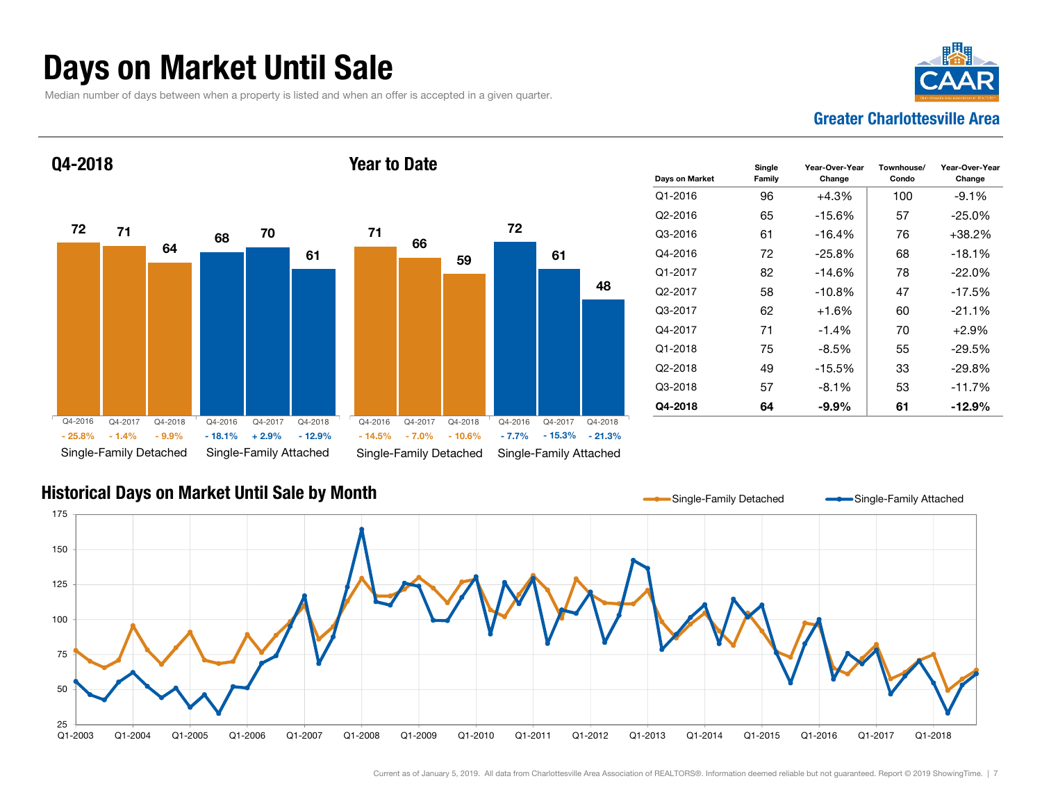# Days on Market Until Sale

Median number of days between when a property is listed and when an offer is accepted in a given quarter.

**Greater Charlottesville Area**

## Q4-2018

| | Q4-2016 | Q4-2017 | Q4-2018 |
|---|---|---|---|
| Single-Family Detached | 72 | 71 | 64 |
| Change | - 25.8% | - 1.4% | - 9.9% |
| Single-Family Attached | 68 | 70 | 61 |
| Change | - 18.1% | + 2.9% | - 12.9% |

## Year to Date

| | Q4-2016 | Q4-2017 | Q4-2018 |
|---|---|---|---|
| Single-Family Detached | 71 | 66 | 59 |
| Change | - 14.5% | - 7.0% | - 10.6% |
| Single-Family Attached | 72 | 61 | 48 |
| Change | - 7.7% | - 15.3% | - 21.3% |

| Days on Market | Single Family | Year-Over-Year Change | Townhouse/ Condo | Year-Over-Year Change |
|---|---|---|---|---|
| Q1-2016 | 96 | +4.3% | 100 | -9.1% |
| Q2-2016 | 65 | -15.6% | 57 | -25.0% |
| Q3-2016 | 61 | -16.4% | 76 | +38.2% |
| Q4-2016 | 72 | -25.8% | 68 | -18.1% |
| Q1-2017 | 82 | -14.6% | 78 | -22.0% |
| Q2-2017 | 58 | -10.8% | 47 | -17.5% |
| Q3-2017 | 62 | +1.6% | 60 | -21.1% |
| Q4-2017 | 71 | -1.4% | 70 | +2.9% |
| Q1-2018 | 75 | -8.5% | 55 | -29.5% |
| Q2-2018 | 49 | -15.5% | 33 | -29.8% |
| Q3-2018 | 57 | -8.1% | 53 | -11.7% |
| **Q4-2018** | **64** | **-9.9%** | **61** | **-12.9%** |

## Historical Days on Market Until Sale by Month

Single-Family Detached — Single-Family Attached

Current as of January 5, 2019. All data from Charlottesville Area Association of REALTORS®. Information deemed reliable but not guaranteed. Report © 2019 ShowingTime.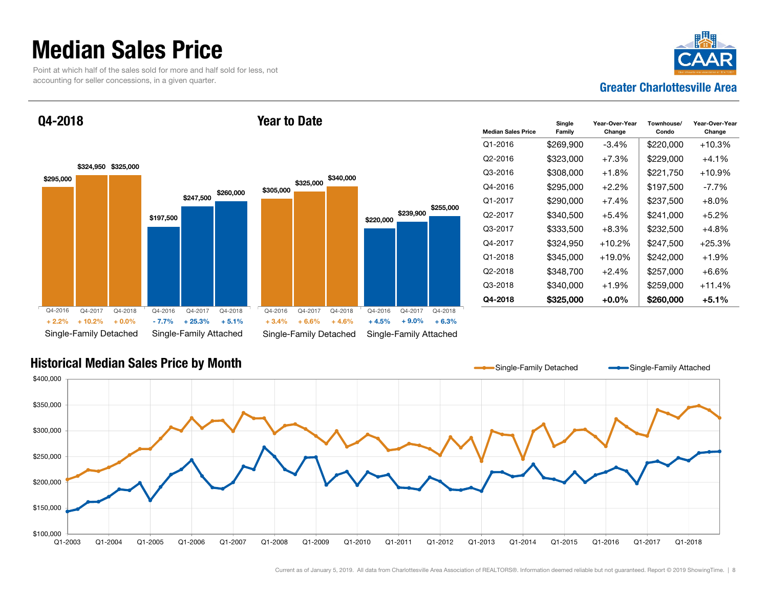# Median Sales Price

Point at which half of the sales sold for more and half sold for less, not accounting for seller concessions, in a given quarter.

**Greater Charlottesville Area**

## Q4-2018

| | Q4-2016 | Q4-2017 | Q4-2018 |
|---|---|---|---|
| Single-Family Detached | $295,000 (+ 2.2%) | $324,950 (+ 10.2%) | $325,000 (+ 0.0%) |
| Single-Family Attached | $197,500 (- 7.7%) | $247,500 (+ 25.3%) | $260,000 (+ 5.1%) |

## Year to Date

| | Q4-2016 | Q4-2017 | Q4-2018 |
|---|---|---|---|
| Single-Family Detached | $305,000 (+ 3.4%) | $325,000 (+ 6.6%) | $340,000 (+ 4.6%) |
| Single-Family Attached | $220,000 (+ 4.5%) | $239,900 (+ 9.0%) | $255,000 (+ 6.3%) |

| Median Sales Price | Single Family | Year-Over-Year Change | Townhouse/ Condo | Year-Over-Year Change |
|---|---|---|---|---|
| Q1-2016 | $269,900 | -3.4% | $220,000 | +10.3% |
| Q2-2016 | $323,000 | +7.3% | $229,000 | +4.1% |
| Q3-2016 | $308,000 | +1.8% | $221,750 | +10.9% |
| Q4-2016 | $295,000 | +2.2% | $197,500 | -7.7% |
| Q1-2017 | $290,000 | +7.4% | $237,500 | +8.0% |
| Q2-2017 | $340,500 | +5.4% | $241,000 | +5.2% |
| Q3-2017 | $333,500 | +8.3% | $232,500 | +4.8% |
| Q4-2017 | $324,950 | +10.2% | $247,500 | +25.3% |
| Q1-2018 | $345,000 | +19.0% | $242,000 | +1.9% |
| Q2-2018 | $348,700 | +2.4% | $257,000 | +6.6% |
| Q3-2018 | $340,000 | +1.9% | $259,000 | +11.4% |
| **Q4-2018** | **$325,000** | **+0.0%** | **$260,000** | **+5.1%** |

## Historical Median Sales Price by Month

Single-Family Detached — Single-Family Attached

Current as of January 5, 2019. All data from Charlottesville Area Association of REALTORS®. Information deemed reliable but not guaranteed. Report © 2019 ShowingTime.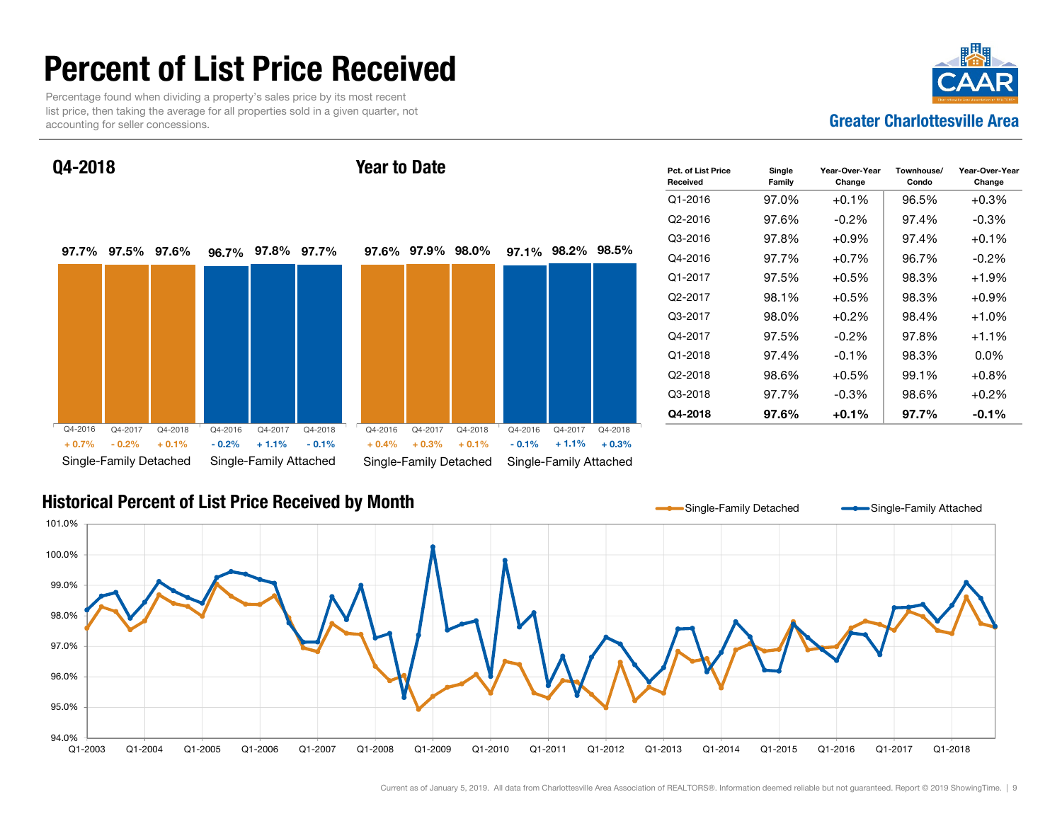# Percent of List Price Received

Percentage found when dividing a property's sales price by its most recent list price, then taking the average for all properties sold in a given quarter, not accounting for seller concessions.

Greater Charlottesville Area

## Q4-2018

| | Q4-2016 | Q4-2017 | Q4-2018 |
|---|---|---|---|
| Single-Family Detached | 97.7% (+ 0.7%) | 97.5% (- 0.2%) | 97.6% (+ 0.1%) |
| Single-Family Attached | 96.7% (- 0.2%) | 97.8% (+ 1.1%) | 97.7% (- 0.1%) |

## Year to Date

| | Q4-2016 | Q4-2017 | Q4-2018 |
|---|---|---|---|
| Single-Family Detached | 97.6% (+ 0.4%) | 97.9% (+ 0.3%) | 98.0% (+ 0.1%) |
| Single-Family Attached | 97.1% (- 0.1%) | 98.2% (+ 1.1%) | 98.5% (+ 0.3%) |

| Pct. of List Price Received | Single Family | Year-Over-Year Change | Townhouse/ Condo | Year-Over-Year Change |
|---|---|---|---|---|
| Q1-2016 | 97.0% | +0.1% | 96.5% | +0.3% |
| Q2-2016 | 97.6% | -0.2% | 97.4% | -0.3% |
| Q3-2016 | 97.8% | +0.9% | 97.4% | +0.1% |
| Q4-2016 | 97.7% | +0.7% | 96.7% | -0.2% |
| Q1-2017 | 97.5% | +0.5% | 98.3% | +1.9% |
| Q2-2017 | 98.1% | +0.5% | 98.3% | +0.9% |
| Q3-2017 | 98.0% | +0.2% | 98.4% | +1.0% |
| Q4-2017 | 97.5% | -0.2% | 97.8% | +1.1% |
| Q1-2018 | 97.4% | -0.1% | 98.3% | 0.0% |
| Q2-2018 | 98.6% | +0.5% | 99.1% | +0.8% |
| Q3-2018 | 97.7% | -0.3% | 98.6% | +0.2% |
| **Q4-2018** | **97.6%** | **+0.1%** | **97.7%** | **-0.1%** |

## Historical Percent of List Price Received by Month

Single-Family Detached — Single-Family Attached

Current as of January 5, 2019. All data from Charlottesville Area Association of REALTORS®. Information deemed reliable but not guaranteed. Report © 2019 ShowingTime.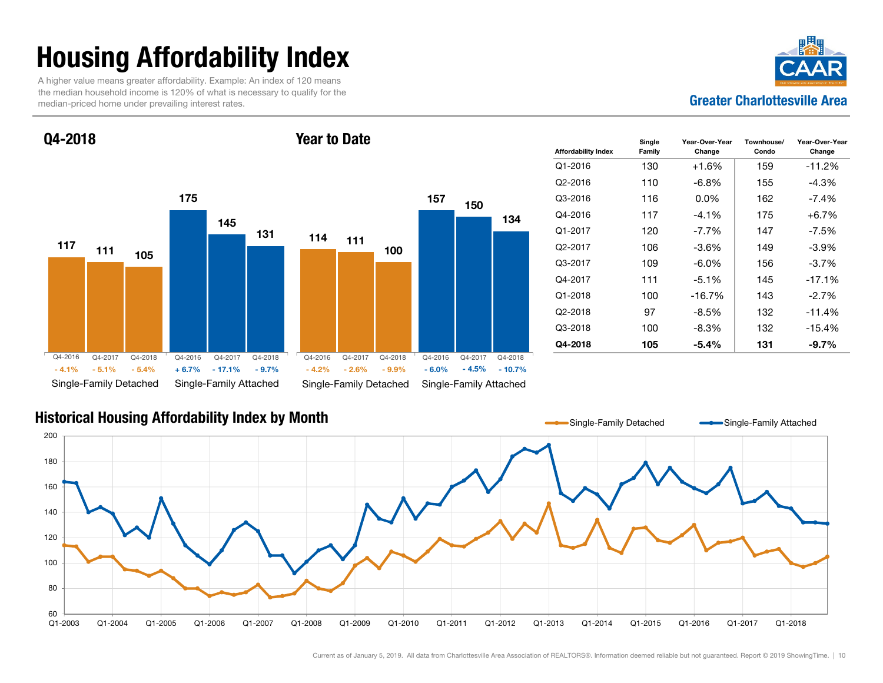# Housing Affordability Index

A higher value means greater affordability. Example: An index of 120 means the median household income is 120% of what is necessary to qualify for the median-priced home under prevailing interest rates.

**Greater Charlottesville Area**

## Q4-2018

| | Q4-2016 | Q4-2017 | Q4-2018 |
|---|---|---|---|
| Single-Family Detached | 117 | 111 | 105 |
| Change | - 4.1% | - 5.1% | - 5.4% |
| Single-Family Attached | 175 | 145 | 131 |
| Change | + 6.7% | - 17.1% | - 9.7% |

## Year to Date

| | Q4-2016 | Q4-2017 | Q4-2018 |
|---|---|---|---|
| Single-Family Detached | 114 | 111 | 100 |
| Change | - 4.2% | - 2.6% | - 9.9% |
| Single-Family Attached | 157 | 150 | 134 |
| Change | - 6.0% | - 4.5% | - 10.7% |

| Affordability Index | Single Family | Year-Over-Year Change | Townhouse/ Condo | Year-Over-Year Change |
|---|---|---|---|---|
| Q1-2016 | 130 | +1.6% | 159 | -11.2% |
| Q2-2016 | 110 | -6.8% | 155 | -4.3% |
| Q3-2016 | 116 | 0.0% | 162 | -7.4% |
| Q4-2016 | 117 | -4.1% | 175 | +6.7% |
| Q1-2017 | 120 | -7.7% | 147 | -7.5% |
| Q2-2017 | 106 | -3.6% | 149 | -3.9% |
| Q3-2017 | 109 | -6.0% | 156 | -3.7% |
| Q4-2017 | 111 | -5.1% | 145 | -17.1% |
| Q1-2018 | 100 | -16.7% | 143 | -2.7% |
| Q2-2018 | 97 | -8.5% | 132 | -11.4% |
| Q3-2018 | 100 | -8.3% | 132 | -15.4% |
| **Q4-2018** | **105** | **-5.4%** | **131** | **-9.7%** |

## Historical Housing Affordability Index by Month

Single-Family Detached — Single-Family Attached

Current as of January 5, 2019. All data from Charlottesville Area Association of REALTORS®. Information deemed reliable but not guaranteed. Report © 2019 ShowingTime.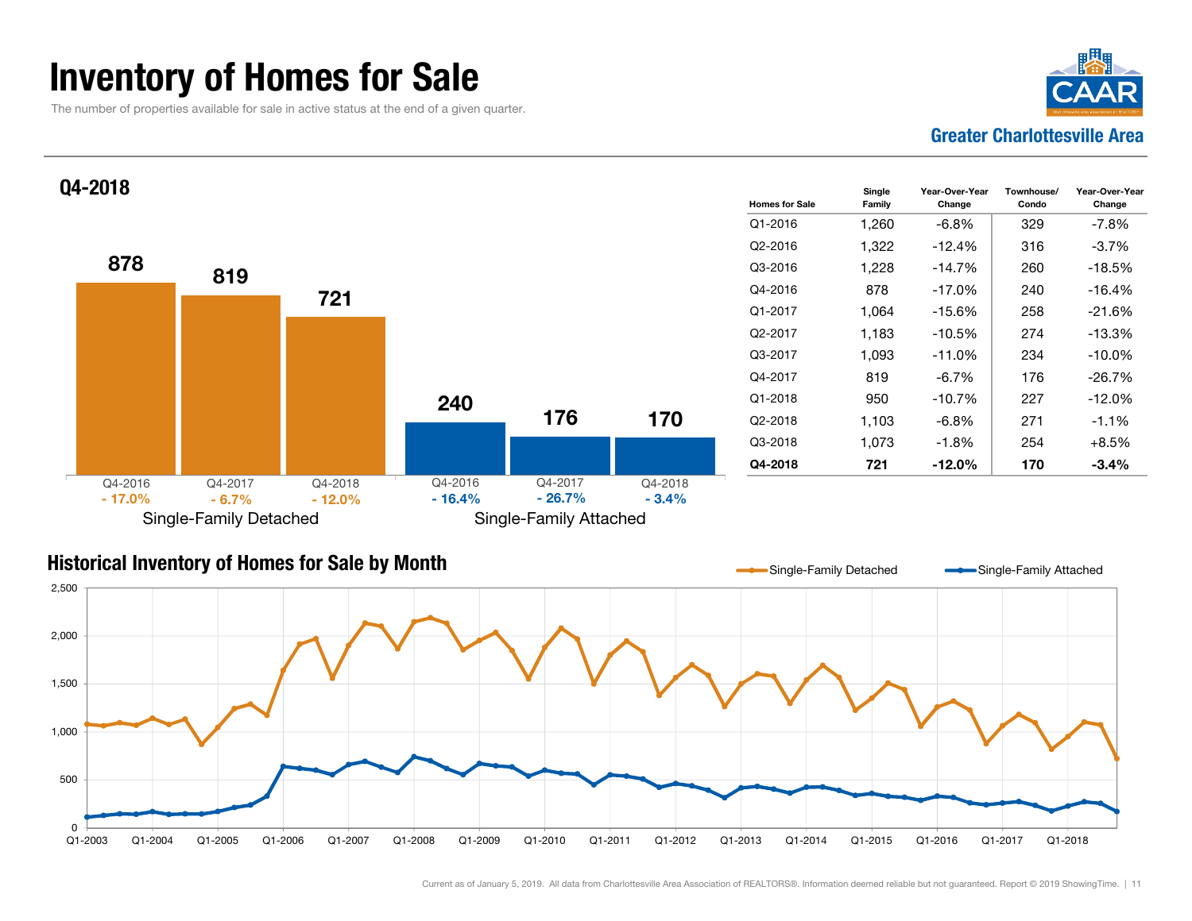# Inventory of Homes for Sale

The number of properties available for sale in active status at the end of a given quarter.

Greater Charlottesville Area

## Q4-2018

| | Q4-2016 | Q4-2017 | Q4-2018 |
|---|---|---|---|
| Single-Family Detached | 878 | 819 | 721 |
| | - 17.0% | - 6.7% | - 12.0% |
| Single-Family Attached | 240 | 176 | 170 |
| | - 16.4% | - 26.7% | - 3.4% |

| Homes for Sale | Single Family | Year-Over-Year Change | Townhouse/ Condo | Year-Over-Year Change |
|---|---|---|---|---|
| Q1-2016 | 1,260 | -6.8% | 329 | -7.8% |
| Q2-2016 | 1,322 | -12.4% | 316 | -3.7% |
| Q3-2016 | 1,228 | -14.7% | 260 | -18.5% |
| Q4-2016 | 878 | -17.0% | 240 | -16.4% |
| Q1-2017 | 1,064 | -15.6% | 258 | -21.6% |
| Q2-2017 | 1,183 | -10.5% | 274 | -13.3% |
| Q3-2017 | 1,093 | -11.0% | 234 | -10.0% |
| Q4-2017 | 819 | -6.7% | 176 | -26.7% |
| Q1-2018 | 950 | -10.7% | 227 | -12.0% |
| Q2-2018 | 1,103 | -6.8% | 271 | -1.1% |
| Q3-2018 | 1,073 | -1.8% | 254 | +8.5% |
| **Q4-2018** | **721** | **-12.0%** | **170** | **-3.4%** |

## Historical Inventory of Homes for Sale by Month

Single-Family Detached — Single-Family Attached

Current as of January 5, 2019. All data from Charlottesville Area Association of REALTORS®. Information deemed reliable but not guaranteed. Report © 2019 ShowingTime.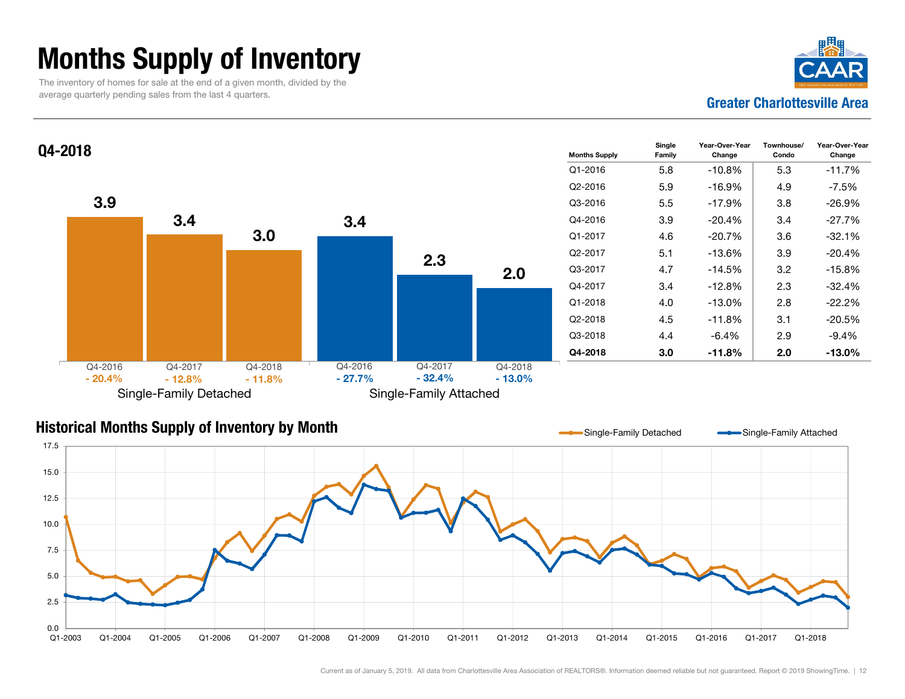# Months Supply of Inventory

The inventory of homes for sale at the end of a given month, divided by the average quarterly pending sales from the last 4 quarters.

**Greater Charlottesville Area**

## Q4-2018

| | Q4-2016 | Q4-2017 | Q4-2018 |
|---|---|---|---|
| Single-Family Detached | 3.9 (- 20.4%) | 3.4 (- 12.8%) | 3.0 (- 11.8%) |
| Single-Family Attached | 3.4 (- 27.7%) | 2.3 (- 32.4%) | 2.0 (- 13.0%) |

| Months Supply | Single Family | Year-Over-Year Change | Townhouse/ Condo | Year-Over-Year Change |
|---|---|---|---|---|
| Q1-2016 | 5.8 | -10.8% | 5.3 | -11.7% |
| Q2-2016 | 5.9 | -16.9% | 4.9 | -7.5% |
| Q3-2016 | 5.5 | -17.9% | 3.8 | -26.9% |
| Q4-2016 | 3.9 | -20.4% | 3.4 | -27.7% |
| Q1-2017 | 4.6 | -20.7% | 3.6 | -32.1% |
| Q2-2017 | 5.1 | -13.6% | 3.9 | -20.4% |
| Q3-2017 | 4.7 | -14.5% | 3.2 | -15.8% |
| Q4-2017 | 3.4 | -12.8% | 2.3 | -32.4% |
| Q1-2018 | 4.0 | -13.0% | 2.8 | -22.2% |
| Q2-2018 | 4.5 | -11.8% | 3.1 | -20.5% |
| Q3-2018 | 4.4 | -6.4% | 2.9 | -9.4% |
| **Q4-2018** | **3.0** | **-11.8%** | **2.0** | **-13.0%** |

## Historical Months Supply of Inventory by Month

Single-Family Detached — Single-Family Attached

Current as of January 5, 2019. All data from Charlottesville Area Association of REALTORS®. Information deemed reliable but not guaranteed. Report © 2019 ShowingTime.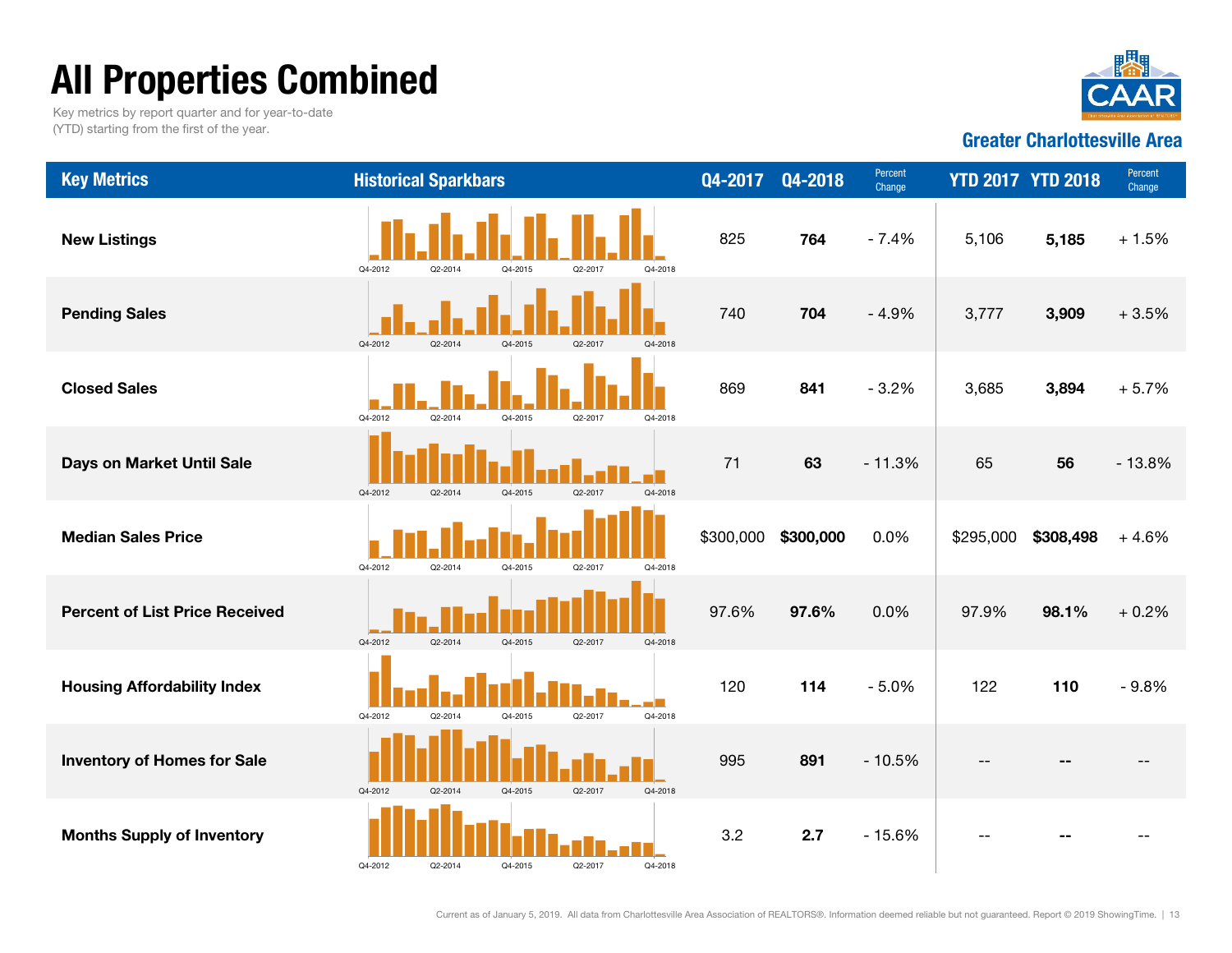# All Properties Combined

Key metrics by report quarter and for year-to-date (YTD) starting from the first of the year.

CAAR

Greater Charlottesville Area

| Key Metrics | Historical Sparkbars | Q4-2017 | Q4-2018 | Percent Change | YTD 2017 | YTD 2018 | Percent Change |
|---|---|---|---|---|---|---|---|
| New Listings | Q4-2012 Q2-2014 Q4-2015 Q2-2017 Q4-2018 | 825 | **764** | - 7.4% | 5,106 | **5,185** | + 1.5% |
| Pending Sales | Q4-2012 Q2-2014 Q4-2015 Q2-2017 Q4-2018 | 740 | **704** | - 4.9% | 3,777 | **3,909** | + 3.5% |
| Closed Sales | Q4-2012 Q2-2014 Q4-2015 Q2-2017 Q4-2018 | 869 | **841** | - 3.2% | 3,685 | **3,894** | + 5.7% |
| Days on Market Until Sale | Q4-2012 Q2-2014 Q4-2015 Q2-2017 Q4-2018 | 71 | **63** | - 11.3% | 65 | **56** | - 13.8% |
| Median Sales Price | Q4-2012 Q2-2014 Q4-2015 Q2-2017 Q4-2018 | $300,000 | **$300,000** | 0.0% | $295,000 | **$308,498** | + 4.6% |
| Percent of List Price Received | Q4-2012 Q2-2014 Q4-2015 Q2-2017 Q4-2018 | 97.6% | **97.6%** | 0.0% | 97.9% | **98.1%** | + 0.2% |
| Housing Affordability Index | Q4-2012 Q2-2014 Q4-2015 Q2-2017 Q4-2018 | 120 | **114** | - 5.0% | 122 | **110** | - 9.8% |
| Inventory of Homes for Sale | Q4-2012 Q2-2014 Q4-2015 Q2-2017 Q4-2018 | 995 | **891** | - 10.5% | -- | **--** | -- |
| Months Supply of Inventory | Q4-2012 Q2-2014 Q4-2015 Q2-2017 Q4-2018 | 3.2 | **2.7** | - 15.6% | -- | **--** | -- |

Current as of January 5, 2019. All data from Charlottesville Area Association of REALTORS®. Information deemed reliable but not guaranteed. Report © 2019 ShowingTime.